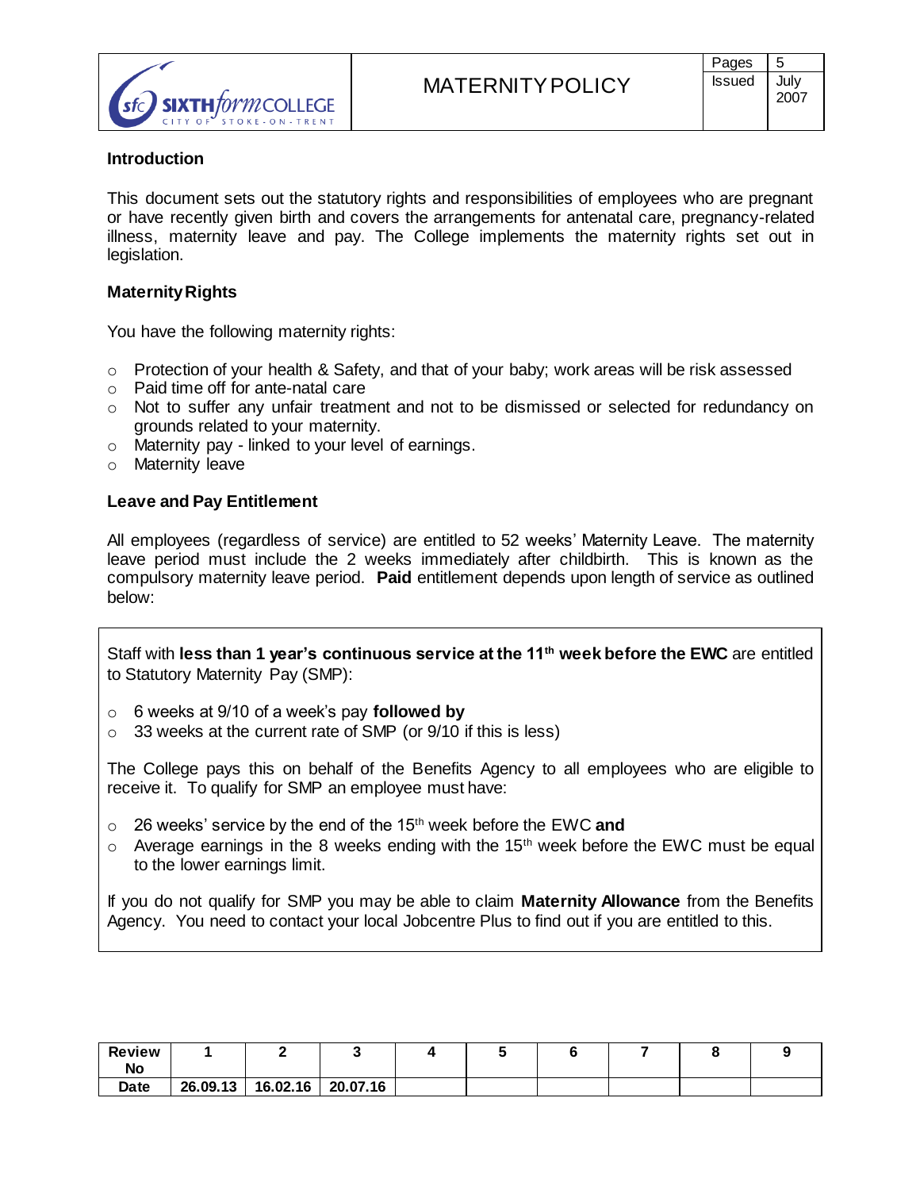| | MATERNITY POLICY | Pages | 5 |
|---|---|---|---|
| SIXTH form COLLEGE CITY OF STOKE-ON-TRENT | | Issued | July 2007 |

**Introduction**

This document sets out the statutory rights and responsibilities of employees who are pregnant or have recently given birth and covers the arrangements for antenatal care, pregnancy-related illness, maternity leave and pay. The College implements the maternity rights set out in legislation.

**Maternity Rights**

You have the following maternity rights:

- Protection of your health & Safety, and that of your baby; work areas will be risk assessed
- Paid time off for ante-natal care
- Not to suffer any unfair treatment and not to be dismissed or selected for redundancy on grounds related to your maternity.
- Maternity pay - linked to your level of earnings.
- Maternity leave

**Leave and Pay Entitlement**

All employees (regardless of service) are entitled to 52 weeks' Maternity Leave. The maternity leave period must include the 2 weeks immediately after childbirth. This is known as the compulsory maternity leave period. **Paid** entitlement depends upon length of service as outlined below:

Staff with **less than 1 year's continuous service at the 11th week before the EWC** are entitled to Statutory Maternity Pay (SMP):

- 6 weeks at 9/10 of a week's pay **followed by**
- 33 weeks at the current rate of SMP (or 9/10 if this is less)

The College pays this on behalf of the Benefits Agency to all employees who are eligible to receive it. To qualify for SMP an employee must have:

- 26 weeks' service by the end of the 15th week before the EWC **and**
- Average earnings in the 8 weeks ending with the 15th week before the EWC must be equal to the lower earnings limit.

If you do not qualify for SMP you may be able to claim **Maternity Allowance** from the Benefits Agency. You need to contact your local Jobcentre Plus to find out if you are entitled to this.

| Review No | 1 | 2 | 3 | 4 | 5 | 6 | 7 | 8 | 9 |
|---|---|---|---|---|---|---|---|---|---|
| Date | 26.09.13 | 16.02.16 | 20.07.16 | | | | | | |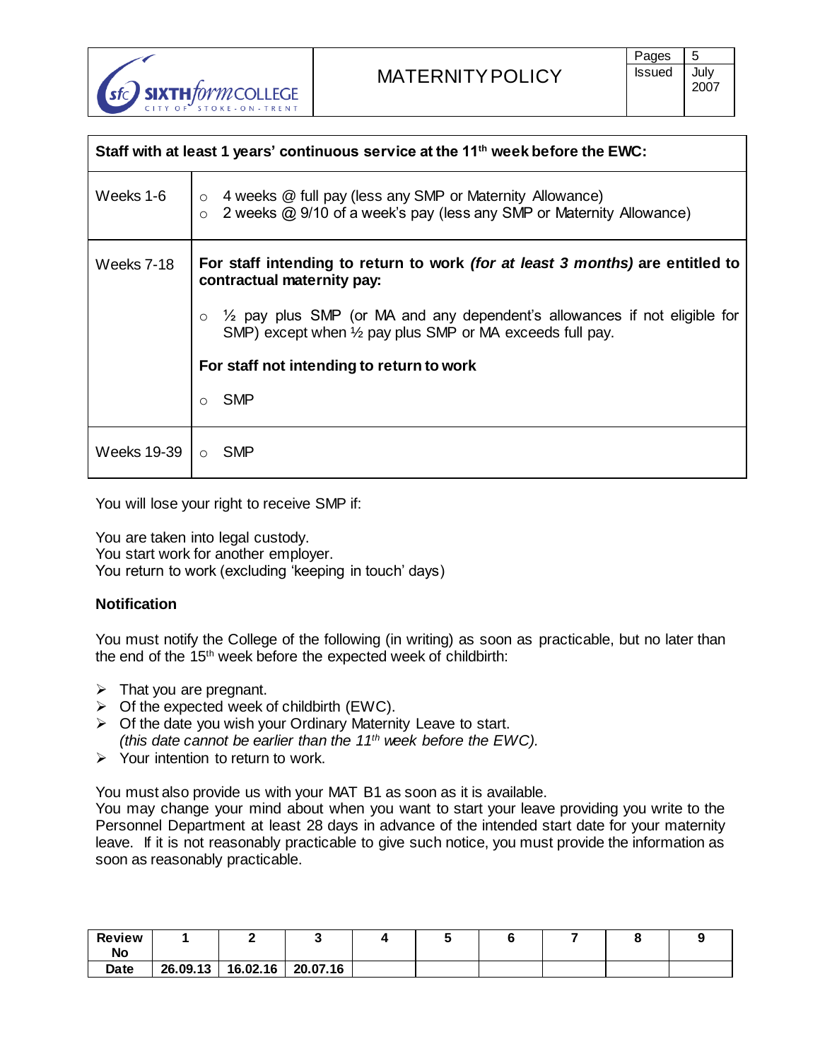| Staff with at least 1 years' continuous service at the 11th week before the EWC: | |
|---|---|
| Weeks 1-6 | ○ 4 weeks @ full pay (less any SMP or Maternity Allowance)<br>○ 2 weeks @ 9/10 of a week's pay (less any SMP or Maternity Allowance) |
| Weeks 7-18 | **For staff intending to return to work *(for at least 3 months)* are entitled to contractual maternity pay:**<br><br>○ ½ pay plus SMP (or MA and any dependent's allowances if not eligible for SMP) except when ½ pay plus SMP or MA exceeds full pay.<br><br>**For staff not intending to return to work**<br><br>○ SMP |
| Weeks 19-39 | ○ SMP |

You will lose your right to receive SMP if:

You are taken into legal custody.
You start work for another employer.
You return to work (excluding 'keeping in touch' days)

**Notification**

You must notify the College of the following (in writing) as soon as practicable, but no later than the end of the 15th week before the expected week of childbirth:

- That you are pregnant.
- Of the expected week of childbirth (EWC).
- Of the date you wish your Ordinary Maternity Leave to start. *(this date cannot be earlier than the 11th week before the EWC).*
- Your intention to return to work.

You must also provide us with your MAT B1 as soon as it is available.
You may change your mind about when you want to start your leave providing you write to the Personnel Department at least 28 days in advance of the intended start date for your maternity leave. If it is not reasonably practicable to give such notice, you must provide the information as soon as reasonably practicable.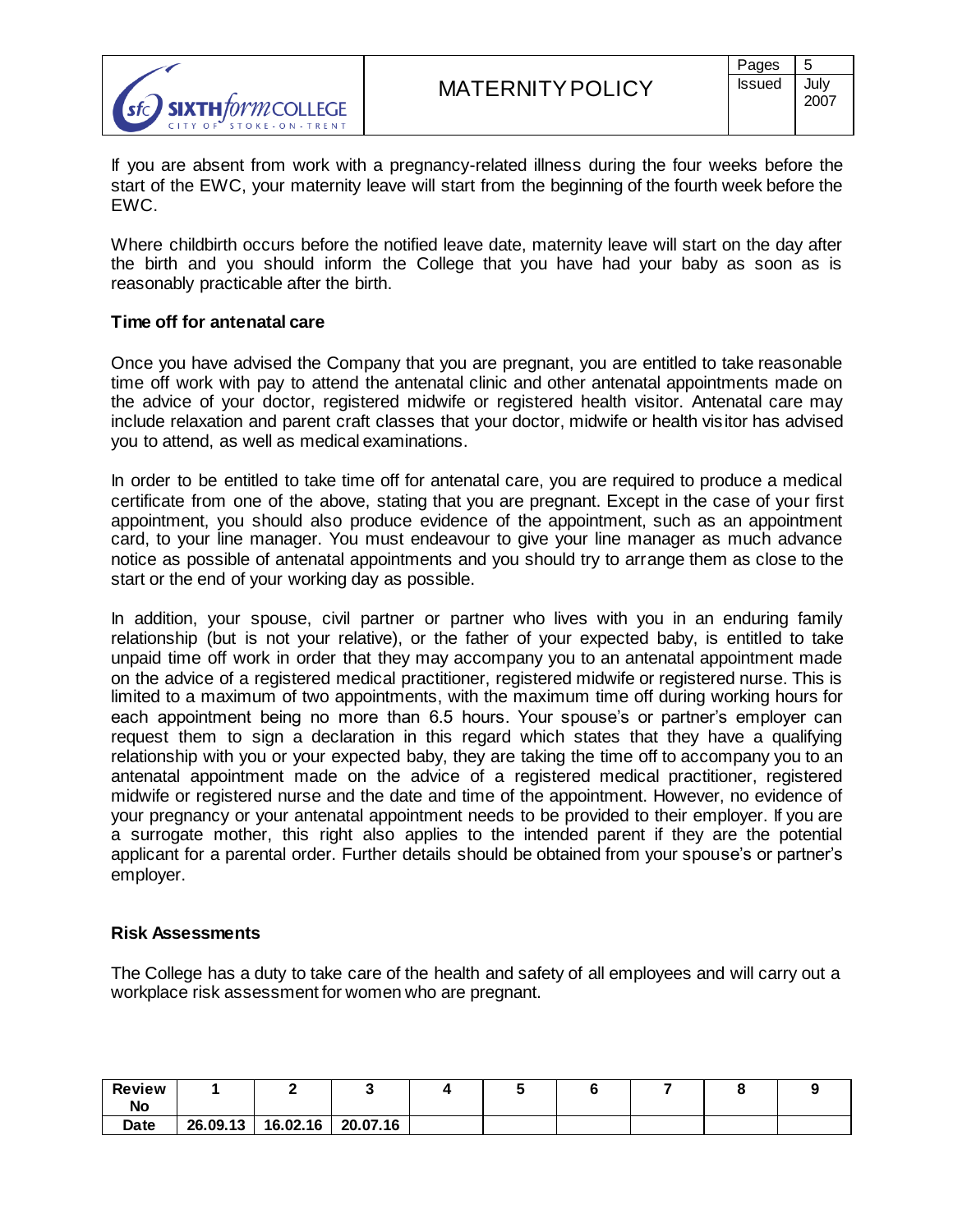If you are absent from work with a pregnancy-related illness during the four weeks before the start of the EWC, your maternity leave will start from the beginning of the fourth week before the EWC.

Where childbirth occurs before the notified leave date, maternity leave will start on the day after the birth and you should inform the College that you have had your baby as soon as is reasonably practicable after the birth.

**Time off for antenatal care**

Once you have advised the Company that you are pregnant, you are entitled to take reasonable time off work with pay to attend the antenatal clinic and other antenatal appointments made on the advice of your doctor, registered midwife or registered health visitor. Antenatal care may include relaxation and parent craft classes that your doctor, midwife or health visitor has advised you to attend, as well as medical examinations.

In order to be entitled to take time off for antenatal care, you are required to produce a medical certificate from one of the above, stating that you are pregnant. Except in the case of your first appointment, you should also produce evidence of the appointment, such as an appointment card, to your line manager. You must endeavour to give your line manager as much advance notice as possible of antenatal appointments and you should try to arrange them as close to the start or the end of your working day as possible.

In addition, your spouse, civil partner or partner who lives with you in an enduring family relationship (but is not your relative), or the father of your expected baby, is entitled to take unpaid time off work in order that they may accompany you to an antenatal appointment made on the advice of a registered medical practitioner, registered midwife or registered nurse. This is limited to a maximum of two appointments, with the maximum time off during working hours for each appointment being no more than 6.5 hours. Your spouse's or partner's employer can request them to sign a declaration in this regard which states that they have a qualifying relationship with you or your expected baby, they are taking the time off to accompany you to an antenatal appointment made on the advice of a registered medical practitioner, registered midwife or registered nurse and the date and time of the appointment. However, no evidence of your pregnancy or your antenatal appointment needs to be provided to their employer. If you are a surrogate mother, this right also applies to the intended parent if they are the potential applicant for a parental order. Further details should be obtained from your spouse's or partner's employer.

**Risk Assessments**

The College has a duty to take care of the health and safety of all employees and will carry out a workplace risk assessment for women who are pregnant.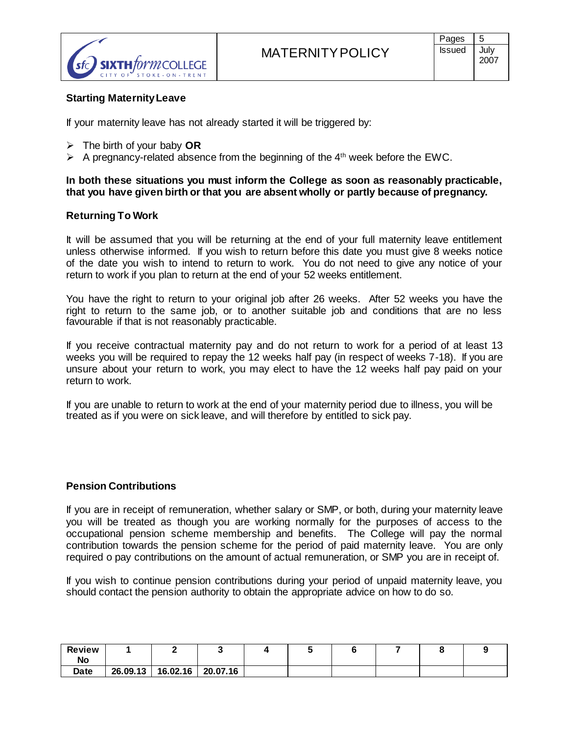### Starting Maternity Leave

If your maternity leave has not already started it will be triggered by:

- The birth of your baby **OR**
- A pregnancy-related absence from the beginning of the 4th week before the EWC.

**In both these situations you must inform the College as soon as reasonably practicable, that you have given birth or that you are absent wholly or partly because of pregnancy.**

### Returning To Work

It will be assumed that you will be returning at the end of your full maternity leave entitlement unless otherwise informed. If you wish to return before this date you must give 8 weeks notice of the date you wish to intend to return to work. You do not need to give any notice of your return to work if you plan to return at the end of your 52 weeks entitlement.

You have the right to return to your original job after 26 weeks. After 52 weeks you have the right to return to the same job, or to another suitable job and conditions that are no less favourable if that is not reasonably practicable.

If you receive contractual maternity pay and do not return to work for a period of at least 13 weeks you will be required to repay the 12 weeks half pay (in respect of weeks 7-18). If you are unsure about your return to work, you may elect to have the 12 weeks half pay paid on your return to work.

If you are unable to return to work at the end of your maternity period due to illness, you will be treated as if you were on sick leave, and will therefore by entitled to sick pay.

### Pension Contributions

If you are in receipt of remuneration, whether salary or SMP, or both, during your maternity leave you will be treated as though you are working normally for the purposes of access to the occupational pension scheme membership and benefits. The College will pay the normal contribution towards the pension scheme for the period of paid maternity leave. You are only required o pay contributions on the amount of actual remuneration, or SMP you are in receipt of.

If you wish to continue pension contributions during your period of unpaid maternity leave, you should contact the pension authority to obtain the appropriate advice on how to do so.

| Review No | 1 | 2 | 3 | 4 | 5 | 6 | 7 | 8 | 9 |
|---|---|---|---|---|---|---|---|---|---|
| Date | 26.09.13 | 16.02.16 | 20.07.16 | | | | | | |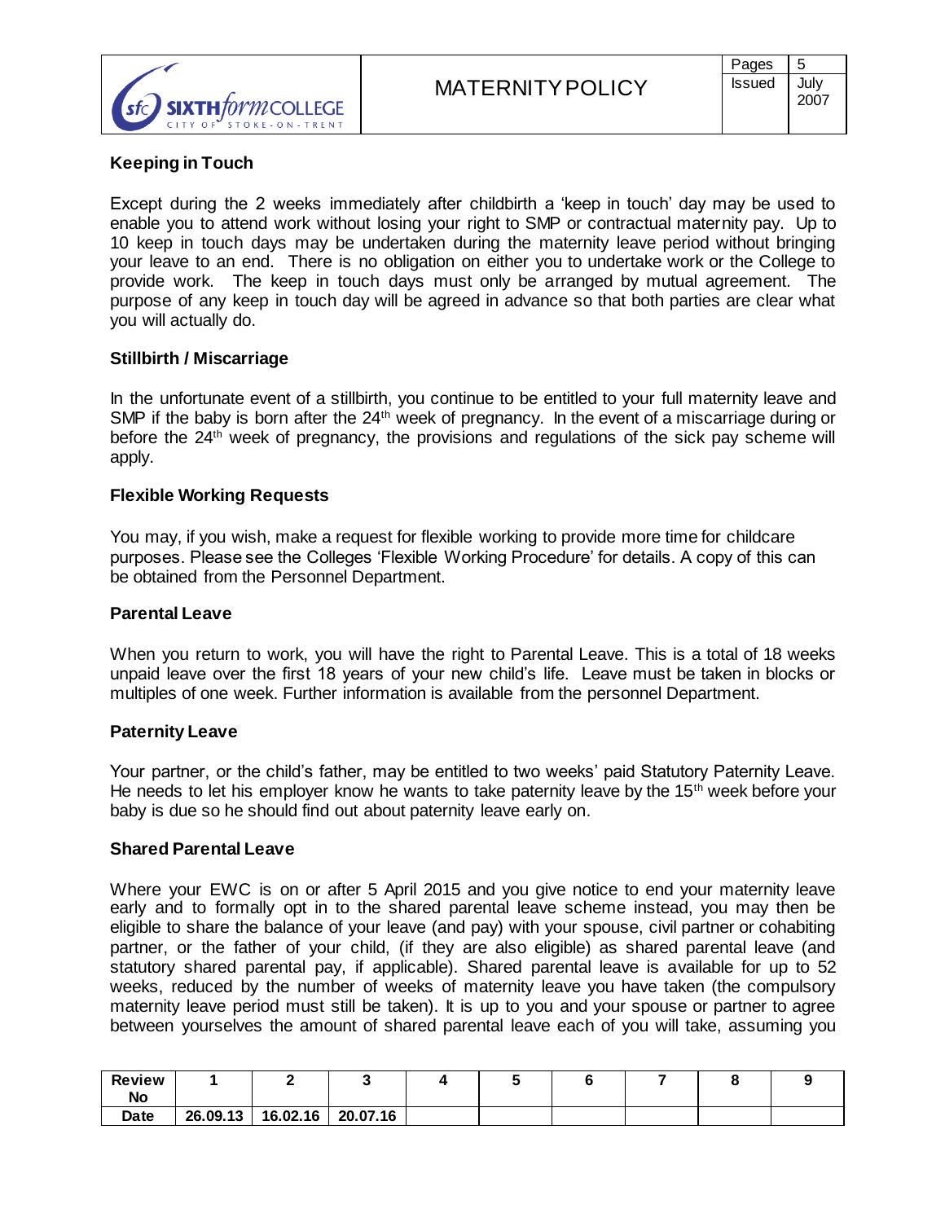### Keeping in Touch

Except during the 2 weeks immediately after childbirth a 'keep in touch' day may be used to enable you to attend work without losing your right to SMP or contractual maternity pay. Up to 10 keep in touch days may be undertaken during the maternity leave period without bringing your leave to an end. There is no obligation on either you to undertake work or the College to provide work. The keep in touch days must only be arranged by mutual agreement. The purpose of any keep in touch day will be agreed in advance so that both parties are clear what you will actually do.

### Stillbirth / Miscarriage

In the unfortunate event of a stillbirth, you continue to be entitled to your full maternity leave and SMP if the baby is born after the 24th week of pregnancy. In the event of a miscarriage during or before the 24th week of pregnancy, the provisions and regulations of the sick pay scheme will apply.

### Flexible Working Requests

You may, if you wish, make a request for flexible working to provide more time for childcare purposes. Please see the Colleges 'Flexible Working Procedure' for details. A copy of this can be obtained from the Personnel Department.

### Parental Leave

When you return to work, you will have the right to Parental Leave. This is a total of 18 weeks unpaid leave over the first 18 years of your new child's life. Leave must be taken in blocks or multiples of one week. Further information is available from the personnel Department.

### Paternity Leave

Your partner, or the child's father, may be entitled to two weeks' paid Statutory Paternity Leave. He needs to let his employer know he wants to take paternity leave by the 15th week before your baby is due so he should find out about paternity leave early on.

### Shared Parental Leave

Where your EWC is on or after 5 April 2015 and you give notice to end your maternity leave early and to formally opt in to the shared parental leave scheme instead, you may then be eligible to share the balance of your leave (and pay) with your spouse, civil partner or cohabiting partner, or the father of your child, (if they are also eligible) as shared parental leave (and statutory shared parental pay, if applicable). Shared parental leave is available for up to 52 weeks, reduced by the number of weeks of maternity leave you have taken (the compulsory maternity leave period must still be taken). It is up to you and your spouse or partner to agree between yourselves the amount of shared parental leave each of you will take, assuming you

| Review No | 1 | 2 | 3 | 4 | 5 | 6 | 7 | 8 | 9 |
|---|---|---|---|---|---|---|---|---|---|
| Date | 26.09.13 | 16.02.16 | 20.07.16 | | | | | | |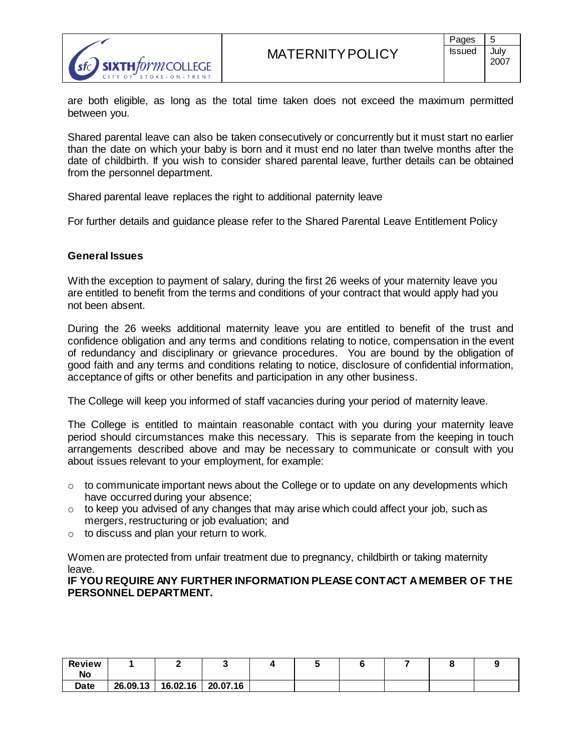are both eligible, as long as the total time taken does not exceed the maximum permitted between you.

Shared parental leave can also be taken consecutively or concurrently but it must start no earlier than the date on which your baby is born and it must end no later than twelve months after the date of childbirth. If you wish to consider shared parental leave, further details can be obtained from the personnel department.

Shared parental leave replaces the right to additional paternity leave

For further details and guidance please refer to the Shared Parental Leave Entitlement Policy

**General Issues**

With the exception to payment of salary, during the first 26 weeks of your maternity leave you are entitled to benefit from the terms and conditions of your contract that would apply had you not been absent.

During the 26 weeks additional maternity leave you are entitled to benefit of the trust and confidence obligation and any terms and conditions relating to notice, compensation in the event of redundancy and disciplinary or grievance procedures. You are bound by the obligation of good faith and any terms and conditions relating to notice, disclosure of confidential information, acceptance of gifts or other benefits and participation in any other business.

The College will keep you informed of staff vacancies during your period of maternity leave.

The College is entitled to maintain reasonable contact with you during your maternity leave period should circumstances make this necessary. This is separate from the keeping in touch arrangements described above and may be necessary to communicate or consult with you about issues relevant to your employment, for example:

- to communicate important news about the College or to update on any developments which have occurred during your absence;
- to keep you advised of any changes that may arise which could affect your job, such as mergers, restructuring or job evaluation; and
- to discuss and plan your return to work.

Women are protected from unfair treatment due to pregnancy, childbirth or taking maternity leave.

**IF YOU REQUIRE ANY FURTHER INFORMATION PLEASE CONTACT A MEMBER OF THE PERSONNEL DEPARTMENT.**

| Review No | 1 | 2 | 3 | 4 | 5 | 6 | 7 | 8 | 9 |
|---|---|---|---|---|---|---|---|---|---|
| Date | 26.09.13 | 16.02.16 | 20.07.16 | | | | | | |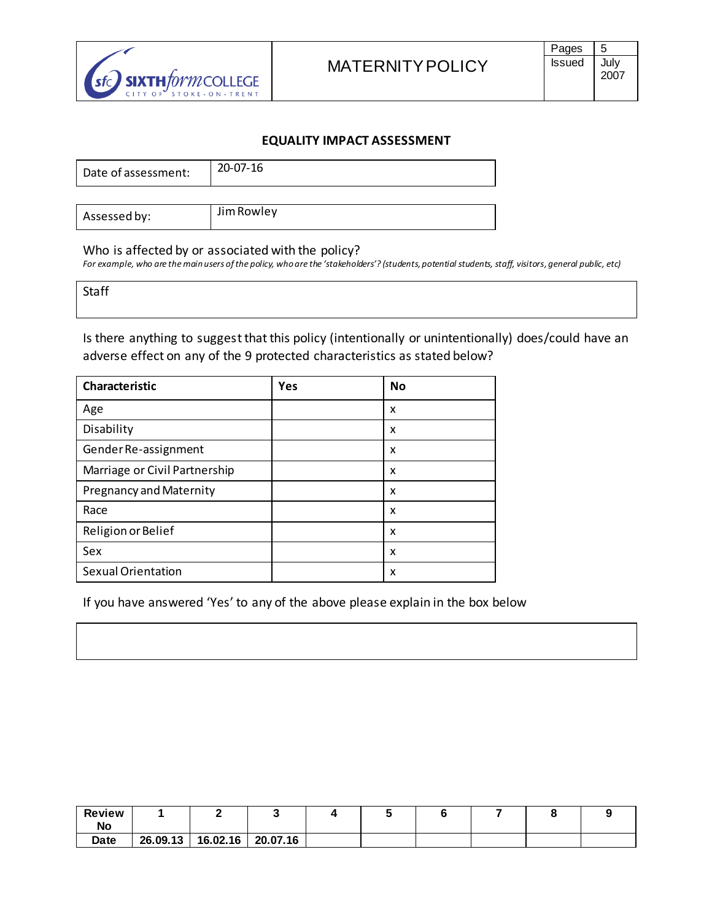## EQUALITY IMPACT ASSESSMENT

| Date of assessment: | 20-07-16 |
|---|---|

| Assessed by: | Jim Rowley |
|---|---|

Who is affected by or associated with the policy?

*For example, who are the main users of the policy, who are the 'stakeholders'? (students, potential students, staff, visitors, general public, etc)*

Staff

Is there anything to suggest that this policy (intentionally or unintentionally) does/could have an adverse effect on any of the 9 protected characteristics as stated below?

| Characteristic | Yes | No |
|---|---|---|
| Age | | x |
| Disability | | x |
| Gender Re-assignment | | x |
| Marriage or Civil Partnership | | x |
| Pregnancy and Maternity | | x |
| Race | | x |
| Religion or Belief | | x |
| Sex | | x |
| Sexual Orientation | | x |

If you have answered 'Yes' to any of the above please explain in the box below

| Review No | 1 | 2 | 3 | 4 | 5 | 6 | 7 | 8 | 9 |
|---|---|---|---|---|---|---|---|---|---|
| Date | 26.09.13 | 16.02.16 | 20.07.16 | | | | | | |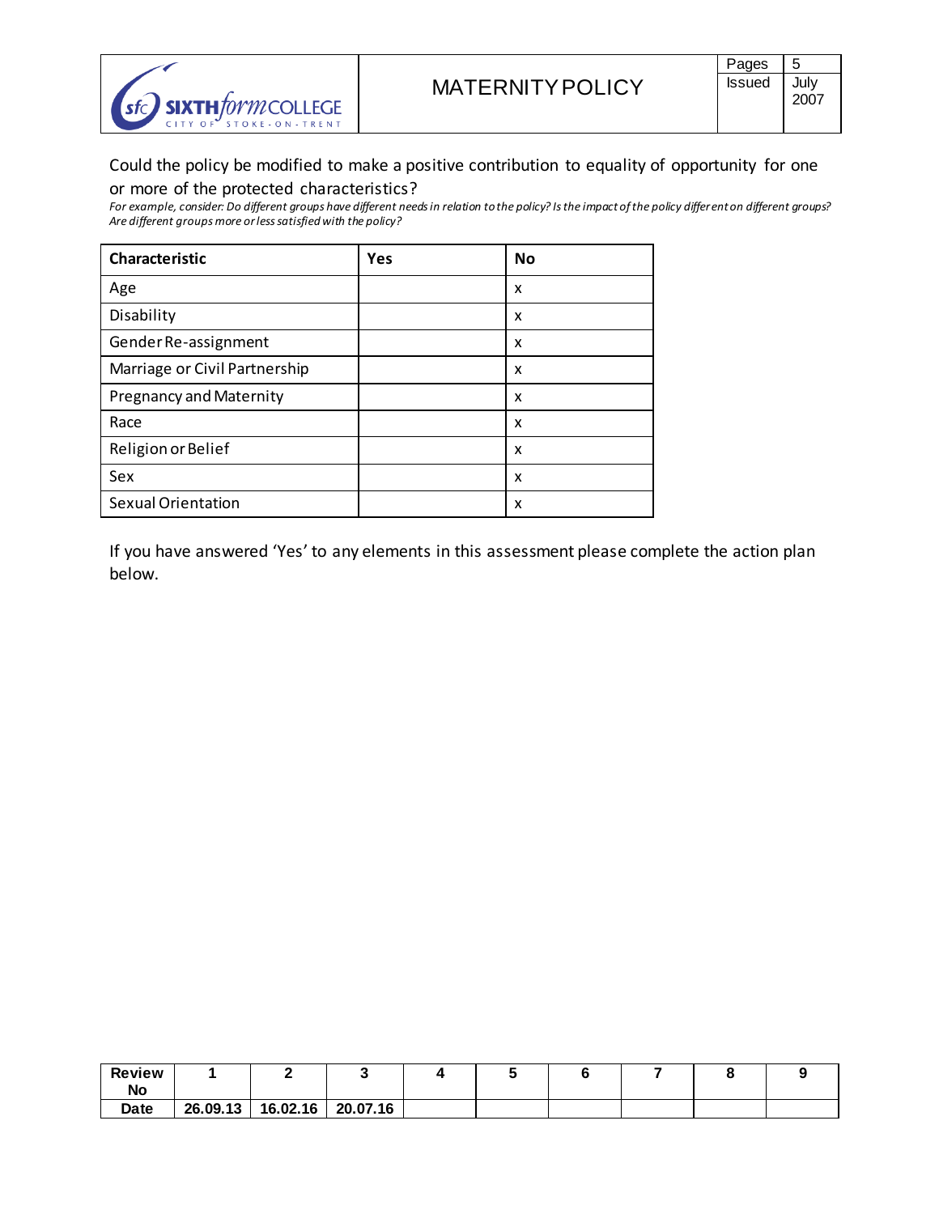Could the policy be modified to make a positive contribution to equality of opportunity for one or more of the protected characteristics?

*For example, consider: Do different groups have different needs in relation to the policy? Is the impact of the policy different on different groups? Are different groups more or less satisfied with the policy?*

| Characteristic | Yes | No |
|---|---|---|
| Age | | x |
| Disability | | x |
| Gender Re-assignment | | x |
| Marriage or Civil Partnership | | x |
| Pregnancy and Maternity | | x |
| Race | | x |
| Religion or Belief | | x |
| Sex | | x |
| Sexual Orientation | | x |

If you have answered 'Yes' to any elements in this assessment please complete the action plan below.

| Review No | 1 | 2 | 3 | 4 | 5 | 6 | 7 | 8 | 9 |
|---|---|---|---|---|---|---|---|---|---|
| Date | 26.09.13 | 16.02.16 | 20.07.16 | | | | | | |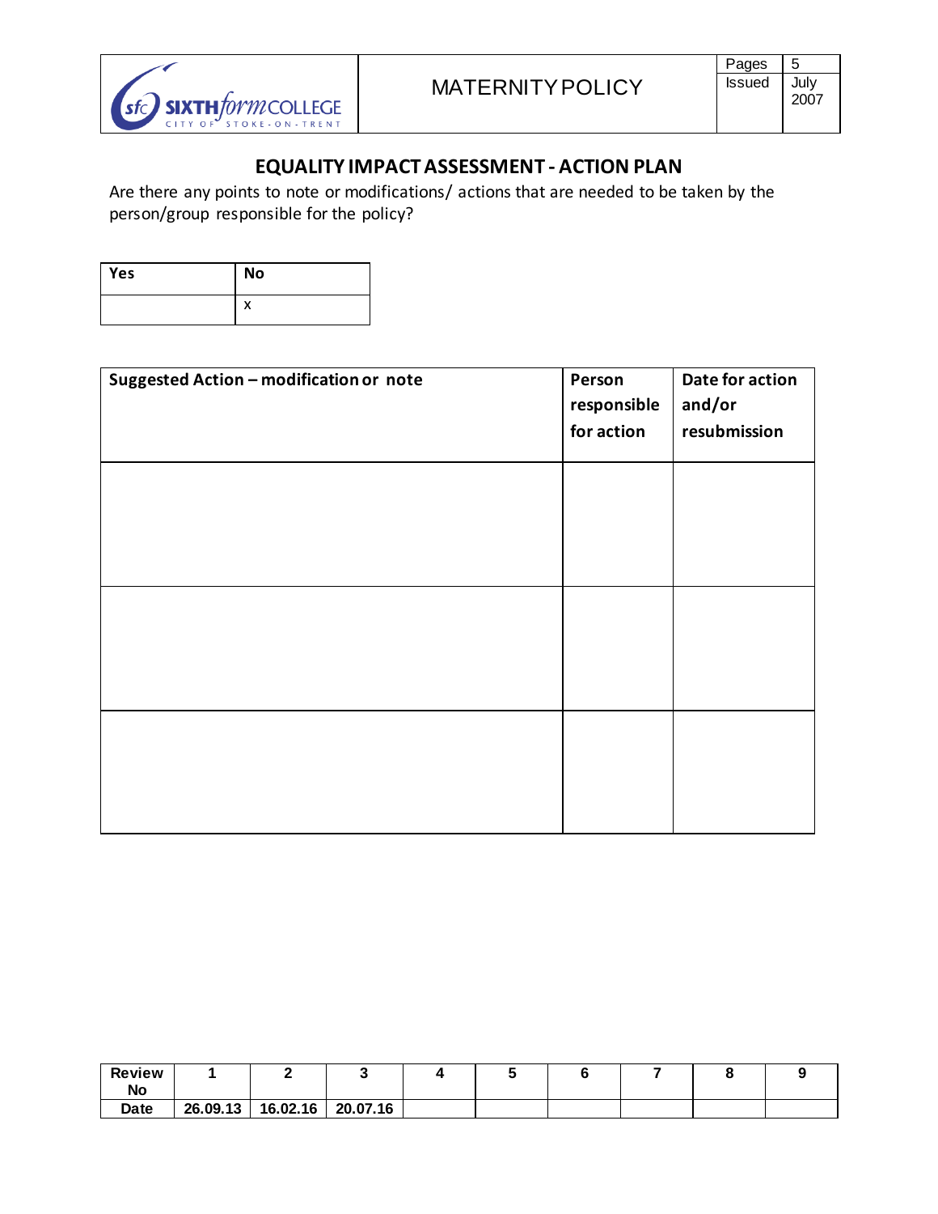## EQUALITY IMPACT ASSESSMENT - ACTION PLAN

Are there any points to note or modifications/ actions that are needed to be taken by the person/group responsible for the policy?

| Yes | No |
|---|---|
| | x |

| Suggested Action – modification or note | Person responsible for action | Date for action and/or resubmission |
|---|---|---|
| | | |
| | | |
| | | |

| Review No | 1 | 2 | 3 | 4 | 5 | 6 | 7 | 8 | 9 |
|---|---|---|---|---|---|---|---|---|---|
| Date | 26.09.13 | 16.02.16 | 20.07.16 | | | | | | |